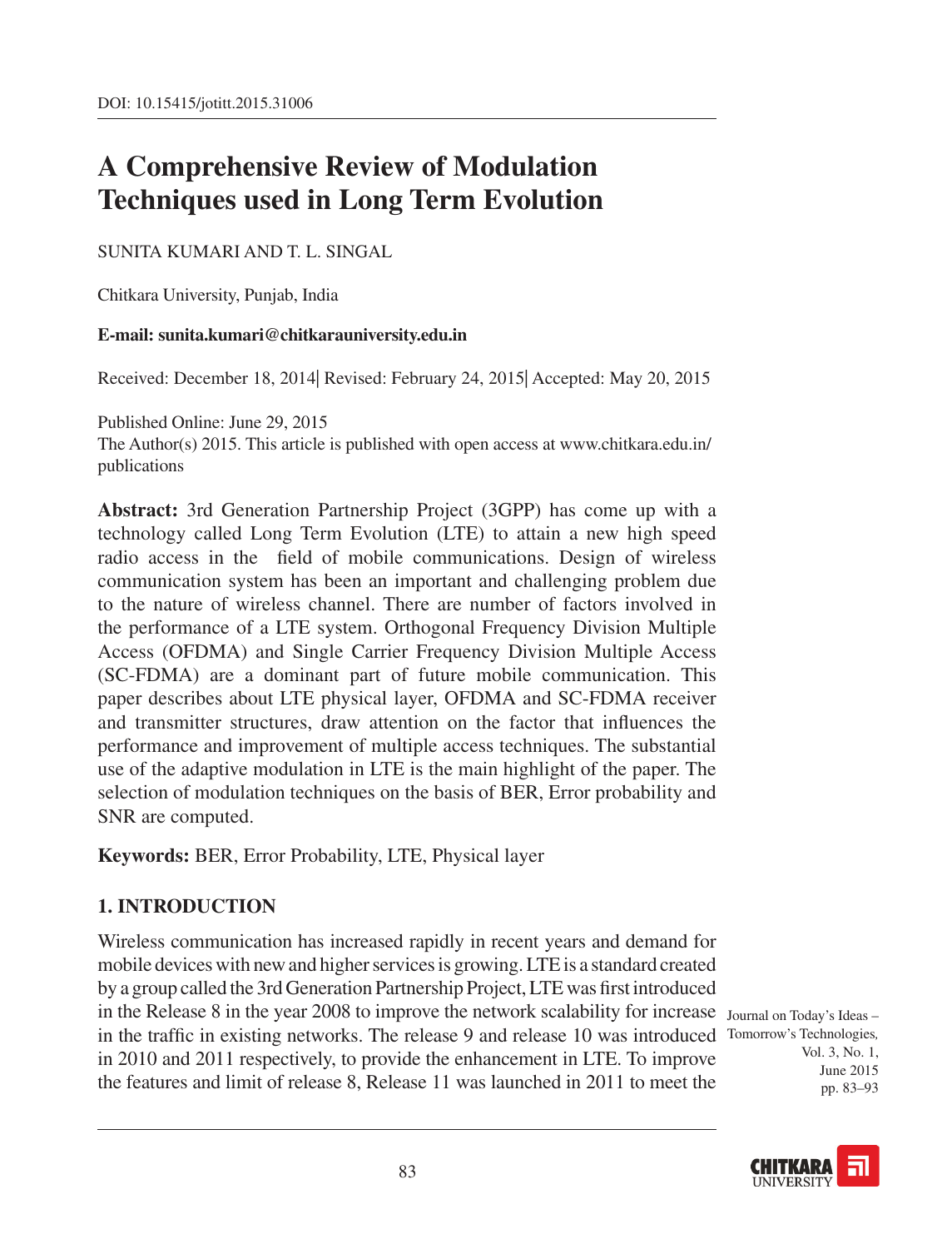DOI: 10.15415/jotitt.2015.31006

# A Comprehensive Review of Modulation Techniques used in Long Term Evolution

SUNITA KUMARI AND T. L. SINGAL

Chitkara University, Punjab, India

**E-mail: sunita.kumari@chitkarauniversity.edu.in**

Received: December 18, 2014| Revised: February 24, 2015| Accepted: May 20, 2015

Published Online: June 29, 2015
The Author(s) 2015. This article is published with open access at www.chitkara.edu.in/publications

**Abstract:** 3rd Generation Partnership Project (3GPP) has come up with a technology called Long Term Evolution (LTE) to attain a new high speed radio access in the field of mobile communications. Design of wireless communication system has been an important and challenging problem due to the nature of wireless channel. There are number of factors involved in the performance of a LTE system. Orthogonal Frequency Division Multiple Access (OFDMA) and Single Carrier Frequency Division Multiple Access (SC-FDMA) are a dominant part of future mobile communication. This paper describes about LTE physical layer, OFDMA and SC-FDMA receiver and transmitter structures, draw attention on the factor that influences the performance and improvement of multiple access techniques. The substantial use of the adaptive modulation in LTE is the main highlight of the paper. The selection of modulation techniques on the basis of BER, Error probability and SNR are computed.

**Keywords:** BER, Error Probability, LTE, Physical layer

## 1. INTRODUCTION

Wireless communication has increased rapidly in recent years and demand for mobile devices with new and higher services is growing. LTE is a standard created by a group called the 3rd Generation Partnership Project, LTE was first introduced in the Release 8 in the year 2008 to improve the network scalability for increase in the traffic in existing networks. The release 9 and release 10 was introduced in 2010 and 2011 respectively, to provide the enhancement in LTE. To improve the features and limit of release 8, Release 11 was launched in 2011 to meet the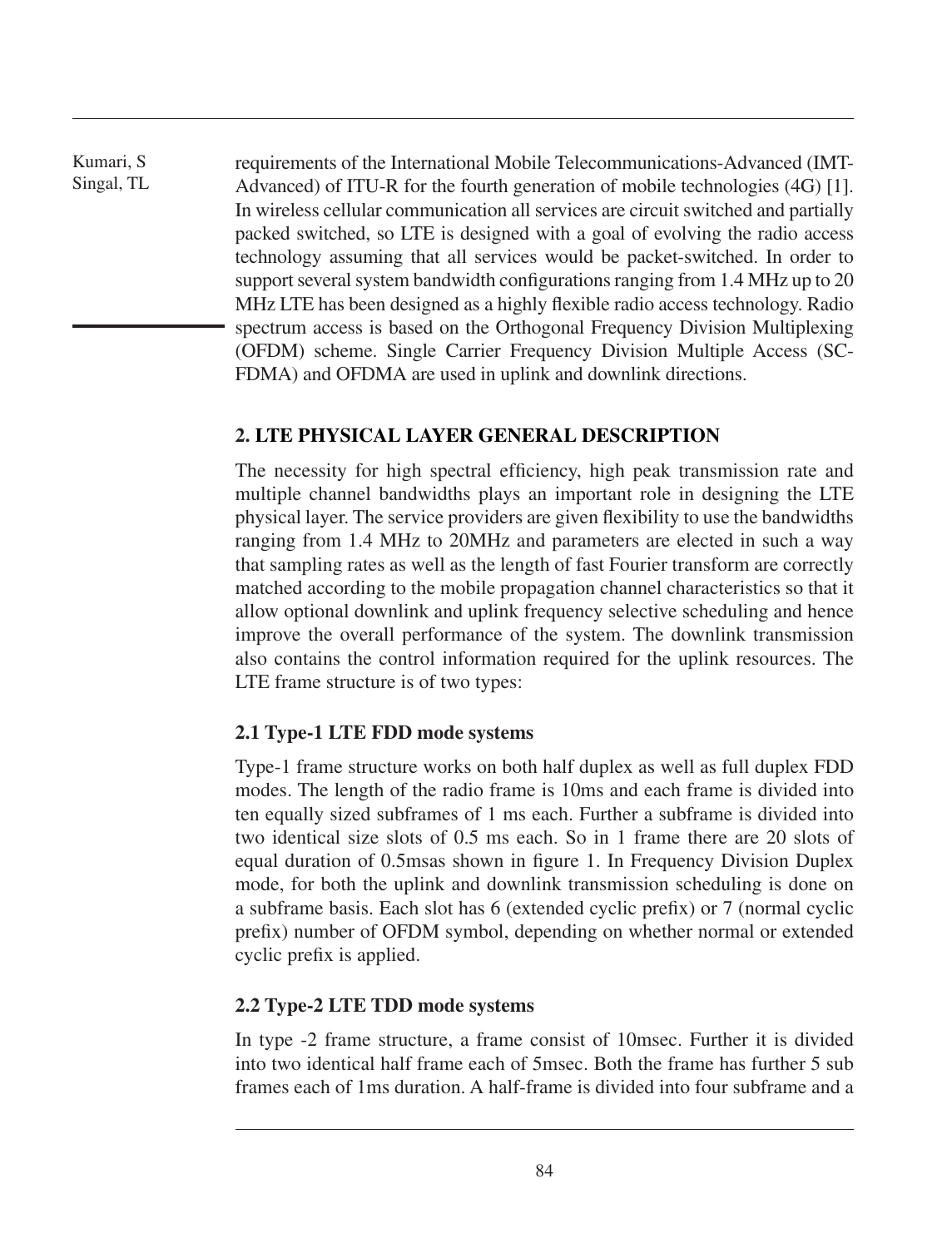requirements of the International Mobile Telecommunications-Advanced (IMT-Advanced) of ITU-R for the fourth generation of mobile technologies (4G) [1]. In wireless cellular communication all services are circuit switched and partially packed switched, so LTE is designed with a goal of evolving the radio access technology assuming that all services would be packet-switched. In order to support several system bandwidth configurations ranging from 1.4 MHz up to 20 MHz LTE has been designed as a highly flexible radio access technology. Radio spectrum access is based on the Orthogonal Frequency Division Multiplexing (OFDM) scheme. Single Carrier Frequency Division Multiple Access (SC-FDMA) and OFDMA are used in uplink and downlink directions.

## 2. LTE PHYSICAL LAYER GENERAL DESCRIPTION

The necessity for high spectral efficiency, high peak transmission rate and multiple channel bandwidths plays an important role in designing the LTE physical layer. The service providers are given flexibility to use the bandwidths ranging from 1.4 MHz to 20MHz and parameters are elected in such a way that sampling rates as well as the length of fast Fourier transform are correctly matched according to the mobile propagation channel characteristics so that it allow optional downlink and uplink frequency selective scheduling and hence improve the overall performance of the system. The downlink transmission also contains the control information required for the uplink resources. The LTE frame structure is of two types:

### 2.1 Type-1 LTE FDD mode systems

Type-1 frame structure works on both half duplex as well as full duplex FDD modes. The length of the radio frame is 10ms and each frame is divided into ten equally sized subframes of 1 ms each. Further a subframe is divided into two identical size slots of 0.5 ms each. So in 1 frame there are 20 slots of equal duration of 0.5msas shown in figure 1. In Frequency Division Duplex mode, for both the uplink and downlink transmission scheduling is done on a subframe basis. Each slot has 6 (extended cyclic prefix) or 7 (normal cyclic prefix) number of OFDM symbol, depending on whether normal or extended cyclic prefix is applied.

### 2.2 Type-2 LTE TDD mode systems

In type -2 frame structure, a frame consist of 10msec. Further it is divided into two identical half frame each of 5msec. Both the frame has further 5 sub frames each of 1ms duration. A half-frame is divided into four subframe and a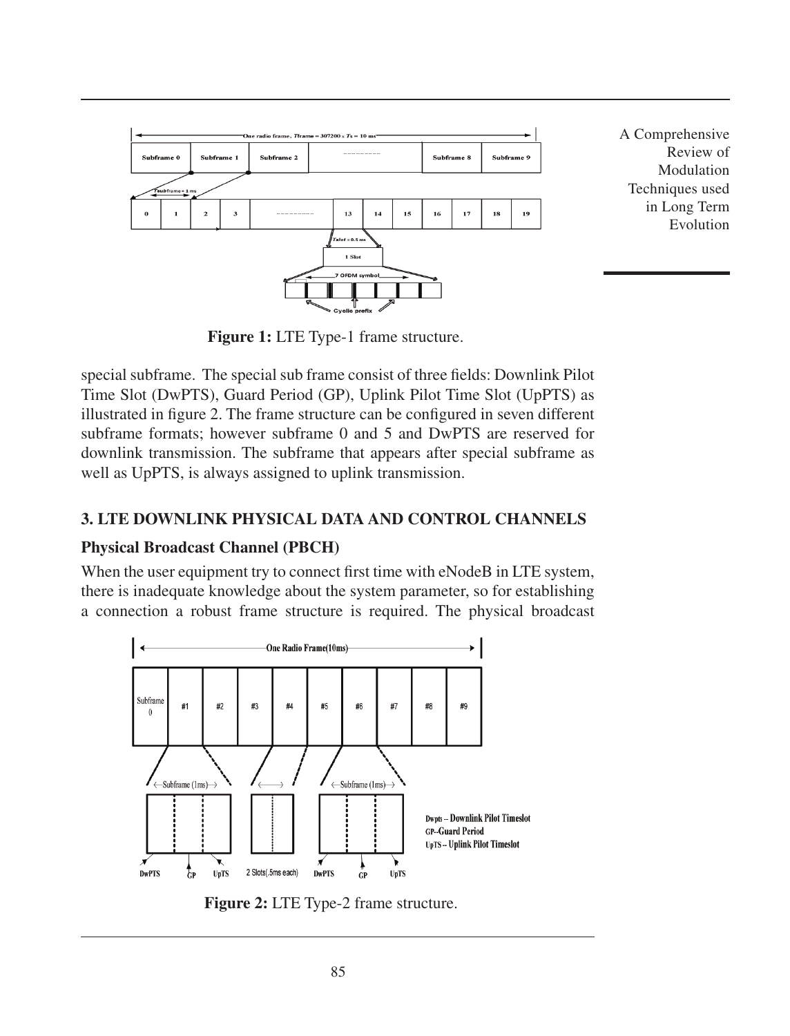**Figure 1:** LTE Type-1 frame structure.

special subframe. The special sub frame consist of three fields: Downlink Pilot Time Slot (DwPTS), Guard Period (GP), Uplink Pilot Time Slot (UpPTS) as illustrated in figure 2. The frame structure can be configured in seven different subframe formats; however subframe 0 and 5 and DwPTS are reserved for downlink transmission. The subframe that appears after special subframe as well as UpPTS, is always assigned to uplink transmission.

## 3. LTE DOWNLINK PHYSICAL DATA AND CONTROL CHANNELS

### Physical Broadcast Channel (PBCH)

When the user equipment try to connect first time with eNodeB in LTE system, there is inadequate knowledge about the system parameter, so for establishing a connection a robust frame structure is required. The physical broadcast

**Figure 2:** LTE Type-2 frame structure.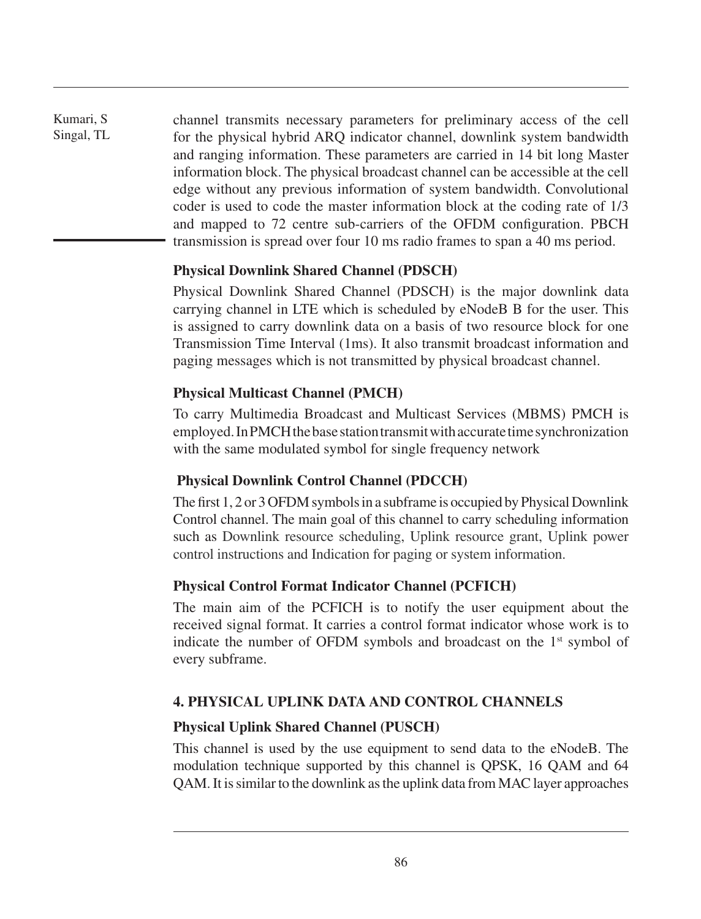channel transmits necessary parameters for preliminary access of the cell for the physical hybrid ARQ indicator channel, downlink system bandwidth and ranging information. These parameters are carried in 14 bit long Master information block. The physical broadcast channel can be accessible at the cell edge without any previous information of system bandwidth. Convolutional coder is used to code the master information block at the coding rate of 1/3 and mapped to 72 centre sub-carriers of the OFDM configuration. PBCH transmission is spread over four 10 ms radio frames to span a 40 ms period.

**Physical Downlink Shared Channel (PDSCH)**

Physical Downlink Shared Channel (PDSCH) is the major downlink data carrying channel in LTE which is scheduled by eNodeB B for the user. This is assigned to carry downlink data on a basis of two resource block for one Transmission Time Interval (1ms). It also transmit broadcast information and paging messages which is not transmitted by physical broadcast channel.

**Physical Multicast Channel (PMCH)**

To carry Multimedia Broadcast and Multicast Services (MBMS) PMCH is employed. In PMCH the base station transmit with accurate time synchronization with the same modulated symbol for single frequency network

**Physical Downlink Control Channel (PDCCH)**

The first 1, 2 or 3 OFDM symbols in a subframe is occupied by Physical Downlink Control channel. The main goal of this channel to carry scheduling information such as Downlink resource scheduling, Uplink resource grant, Uplink power control instructions and Indication for paging or system information.

**Physical Control Format Indicator Channel (PCFICH)**

The main aim of the PCFICH is to notify the user equipment about the received signal format. It carries a control format indicator whose work is to indicate the number of OFDM symbols and broadcast on the 1st symbol of every subframe.

## 4. PHYSICAL UPLINK DATA AND CONTROL CHANNELS

**Physical Uplink Shared Channel (PUSCH)**

This channel is used by the use equipment to send data to the eNodeB. The modulation technique supported by this channel is QPSK, 16 QAM and 64 QAM. It is similar to the downlink as the uplink data from MAC layer approaches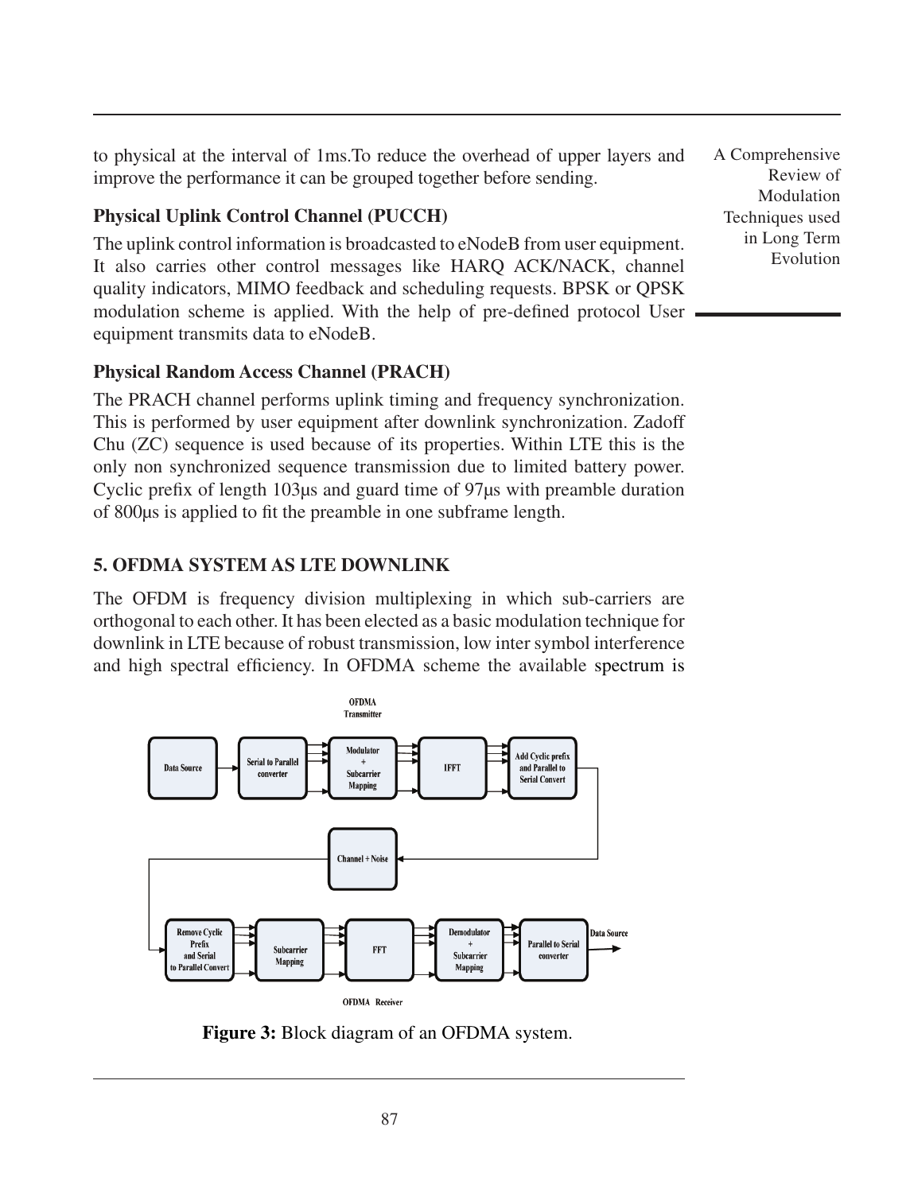to physical at the interval of 1ms.To reduce the overhead of upper layers and improve the performance it can be grouped together before sending.

### Physical Uplink Control Channel (PUCCH)

The uplink control information is broadcasted to eNodeB from user equipment. It also carries other control messages like HARQ ACK/NACK, channel quality indicators, MIMO feedback and scheduling requests. BPSK or QPSK modulation scheme is applied. With the help of pre-defined protocol User equipment transmits data to eNodeB.

### Physical Random Access Channel (PRACH)

The PRACH channel performs uplink timing and frequency synchronization. This is performed by user equipment after downlink synchronization. Zadoff Chu (ZC) sequence is used because of its properties. Within LTE this is the only non synchronized sequence transmission due to limited battery power. Cyclic prefix of length 103μs and guard time of 97μs with preamble duration of 800μs is applied to fit the preamble in one subframe length.

## 5. OFDMA SYSTEM AS LTE DOWNLINK

The OFDM is frequency division multiplexing in which sub-carriers are orthogonal to each other. It has been elected as a basic modulation technique for downlink in LTE because of robust transmission, low inter symbol interference and high spectral efficiency. In OFDMA scheme the available spectrum is

**Figure 3:** Block diagram of an OFDMA system.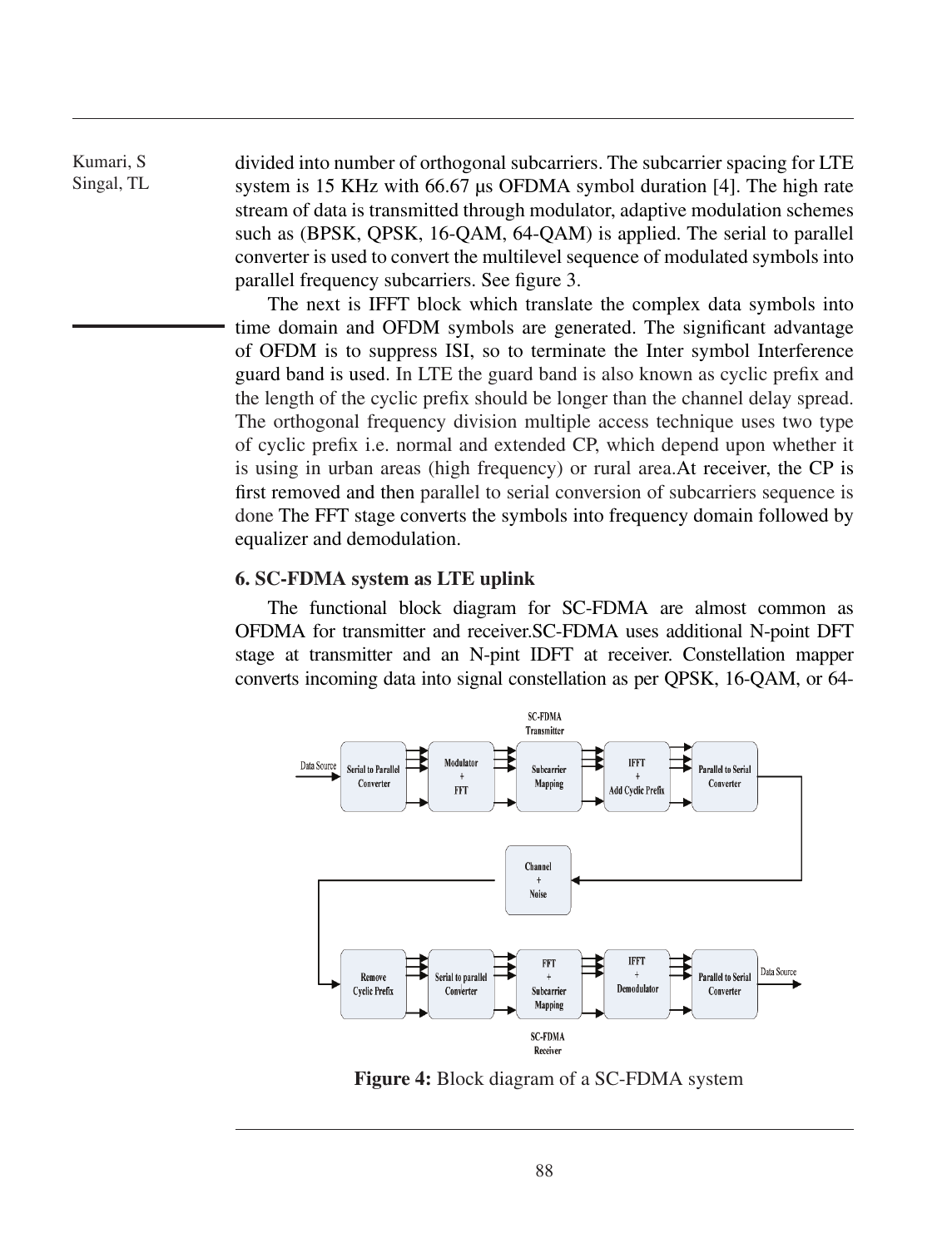divided into number of orthogonal subcarriers. The subcarrier spacing for LTE system is 15 KHz with 66.67 µs OFDMA symbol duration [4]. The high rate stream of data is transmitted through modulator, adaptive modulation schemes such as (BPSK, QPSK, 16-QAM, 64-QAM) is applied. The serial to parallel converter is used to convert the multilevel sequence of modulated symbols into parallel frequency subcarriers. See figure 3.

The next is IFFT block which translate the complex data symbols into time domain and OFDM symbols are generated. The significant advantage of OFDM is to suppress ISI, so to terminate the Inter symbol Interference guard band is used. In LTE the guard band is also known as cyclic prefix and the length of the cyclic prefix should be longer than the channel delay spread. The orthogonal frequency division multiple access technique uses two type of cyclic prefix i.e. normal and extended CP, which depend upon whether it is using in urban areas (high frequency) or rural area.At receiver, the CP is first removed and then parallel to serial conversion of subcarriers sequence is done The FFT stage converts the symbols into frequency domain followed by equalizer and demodulation.

### 6. SC-FDMA system as LTE uplink

The functional block diagram for SC-FDMA are almost common as OFDMA for transmitter and receiver.SC-FDMA uses additional N-point DFT stage at transmitter and an N-pint IDFT at receiver. Constellation mapper converts incoming data into signal constellation as per QPSK, 16-QAM, or 64-

**Figure 4:** Block diagram of a SC-FDMA system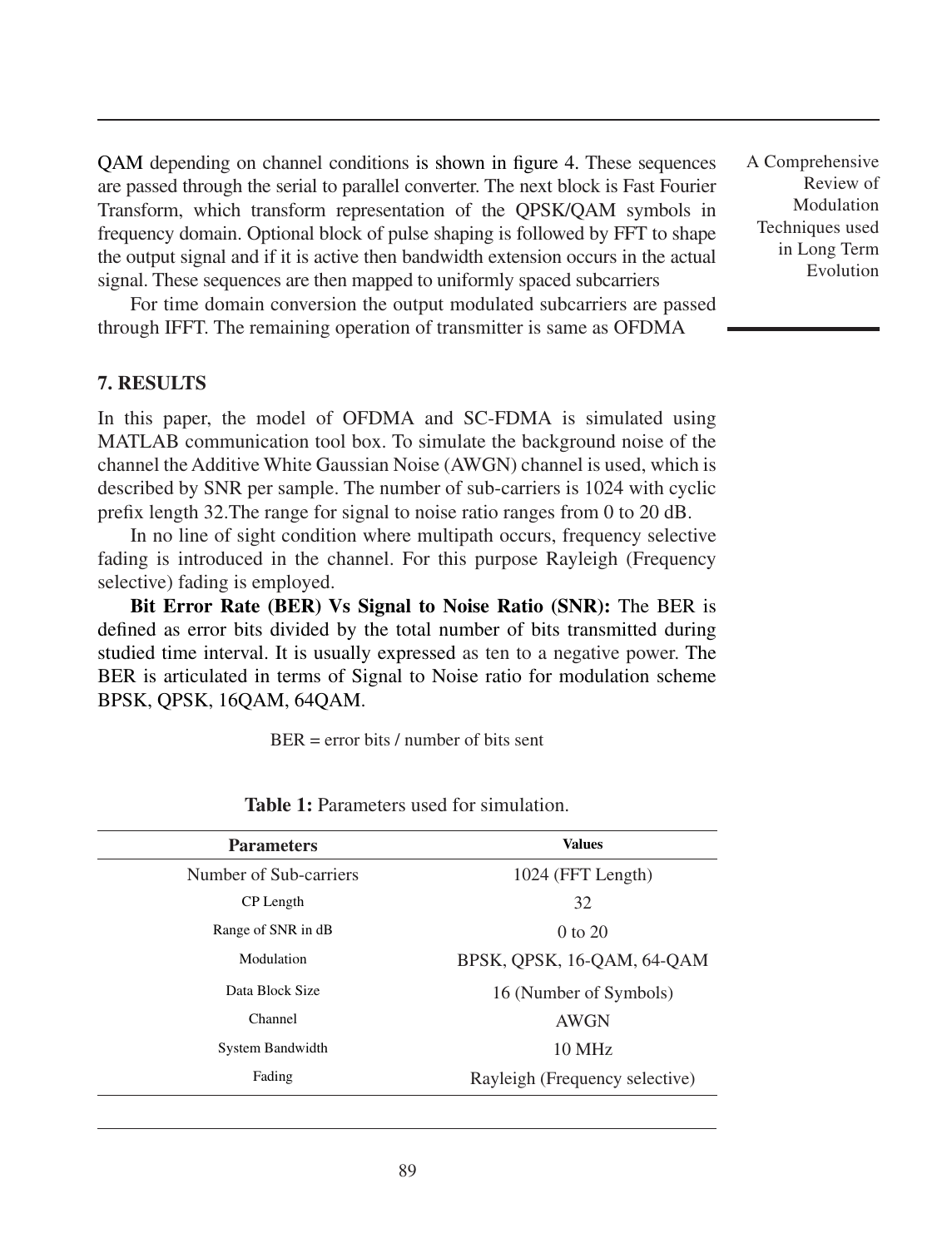QAM depending on channel conditions is shown in figure 4. These sequences are passed through the serial to parallel converter. The next block is Fast Fourier Transform, which transform representation of the QPSK/QAM symbols in frequency domain. Optional block of pulse shaping is followed by FFT to shape the output signal and if it is active then bandwidth extension occurs in the actual signal. These sequences are then mapped to uniformly spaced subcarriers

For time domain conversion the output modulated subcarriers are passed through IFFT. The remaining operation of transmitter is same as OFDMA

### 7. RESULTS

In this paper, the model of OFDMA and SC-FDMA is simulated using MATLAB communication tool box. To simulate the background noise of the channel the Additive White Gaussian Noise (AWGN) channel is used, which is described by SNR per sample. The number of sub-carriers is 1024 with cyclic prefix length 32.The range for signal to noise ratio ranges from 0 to 20 dB.

In no line of sight condition where multipath occurs, frequency selective fading is introduced in the channel. For this purpose Rayleigh (Frequency selective) fading is employed.

**Bit Error Rate (BER) Vs Signal to Noise Ratio (SNR):** The BER is defined as error bits divided by the total number of bits transmitted during studied time interval. It is usually expressed as ten to a negative power. The BER is articulated in terms of Signal to Noise ratio for modulation scheme BPSK, QPSK, 16QAM, 64QAM.

BER = error bits / number of bits sent

**Table 1:** Parameters used for simulation.

| Parameters | Values |
|---|---|
| Number of Sub-carriers | 1024 (FFT Length) |
| CP Length | 32 |
| Range of SNR in dB | 0 to 20 |
| Modulation | BPSK, QPSK, 16-QAM, 64-QAM |
| Data Block Size | 16 (Number of Symbols) |
| Channel | AWGN |
| System Bandwidth | 10 MHz |
| Fading | Rayleigh (Frequency selective) |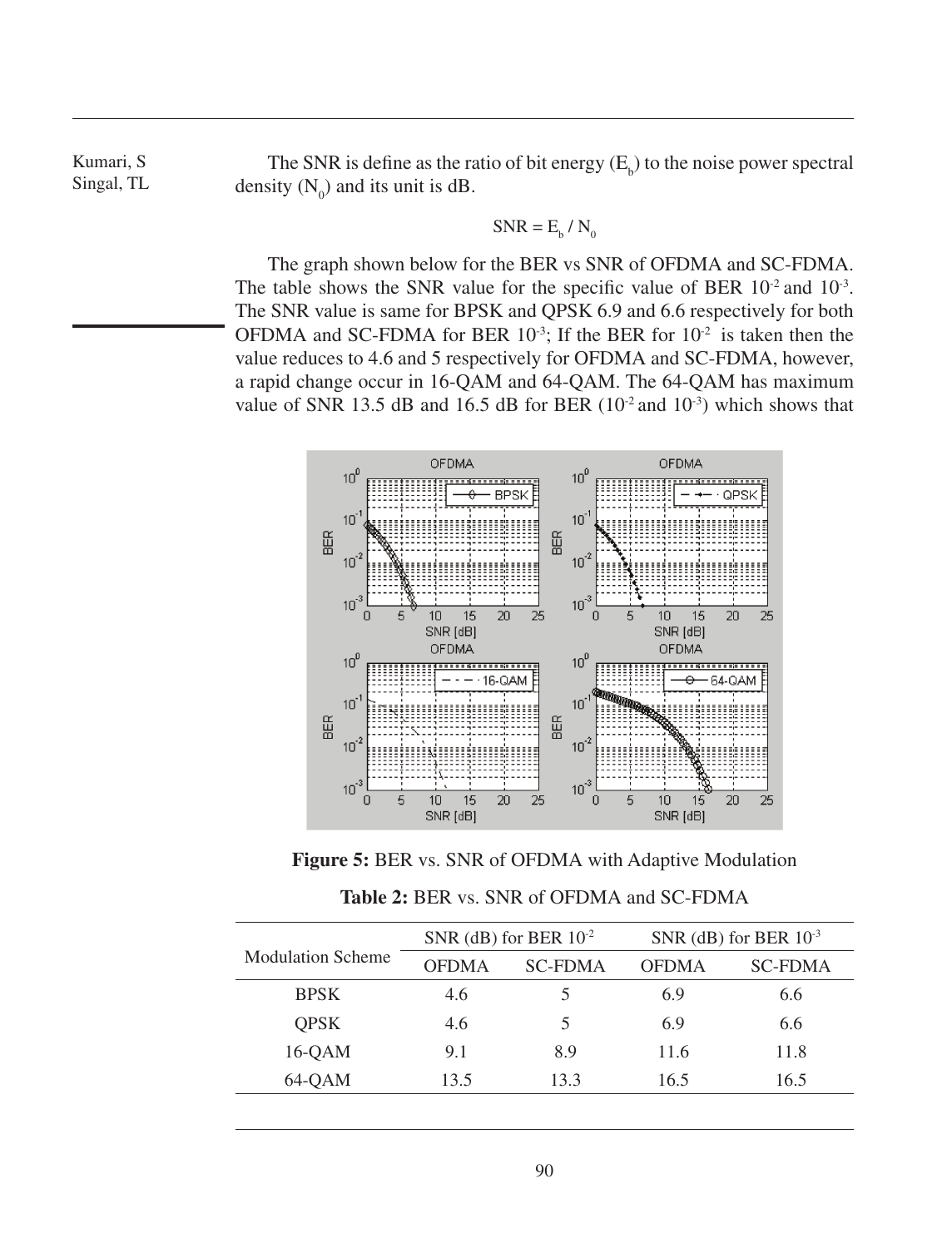The SNR is define as the ratio of bit energy ($E_b$) to the noise power spectral density ($N_0$) and its unit is dB.

$$SNR = E_b / N_0$$

The graph shown below for the BER vs SNR of OFDMA and SC-FDMA. The table shows the SNR value for the specific value of BER $10^{-2}$ and $10^{-3}$. The SNR value is same for BPSK and QPSK 6.9 and 6.6 respectively for both OFDMA and SC-FDMA for BER $10^{-3}$; If the BER for $10^{-2}$ is taken then the value reduces to 4.6 and 5 respectively for OFDMA and SC-FDMA, however, a rapid change occur in 16-QAM and 64-QAM. The 64-QAM has maximum value of SNR 13.5 dB and 16.5 dB for BER ($10^{-2}$ and $10^{-3}$) which shows that

**Figure 5:** BER vs. SNR of OFDMA with Adaptive Modulation

**Table 2:** BER vs. SNR of OFDMA and SC-FDMA

| Modulation Scheme | SNR (dB) for BER $10^{-2}$ | | SNR (dB) for BER $10^{-3}$ | |
|---|---|---|---|---|
| | OFDMA | SC-FDMA | OFDMA | SC-FDMA |
| BPSK | 4.6 | 5 | 6.9 | 6.6 |
| QPSK | 4.6 | 5 | 6.9 | 6.6 |
| 16-QAM | 9.1 | 8.9 | 11.6 | 11.8 |
| 64-QAM | 13.5 | 13.3 | 16.5 | 16.5 |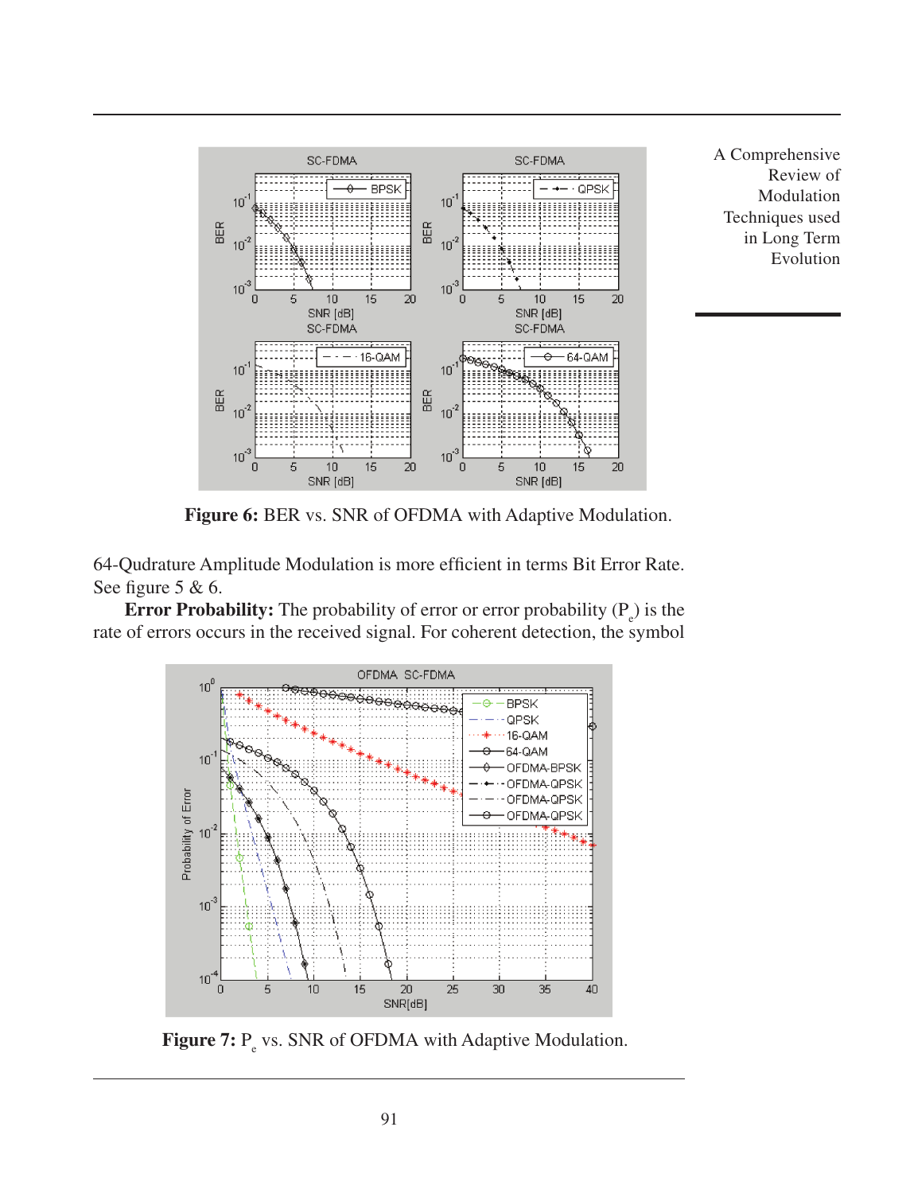**Figure 6:** BER vs. SNR of OFDMA with Adaptive Modulation.

64-Qudrature Amplitude Modulation is more efficient in terms Bit Error Rate. See figure 5 & 6.

**Error Probability:** The probability of error or error probability ($P_e$) is the rate of errors occurs in the received signal. For coherent detection, the symbol

**Figure 7:** $P_e$ vs. SNR of OFDMA with Adaptive Modulation.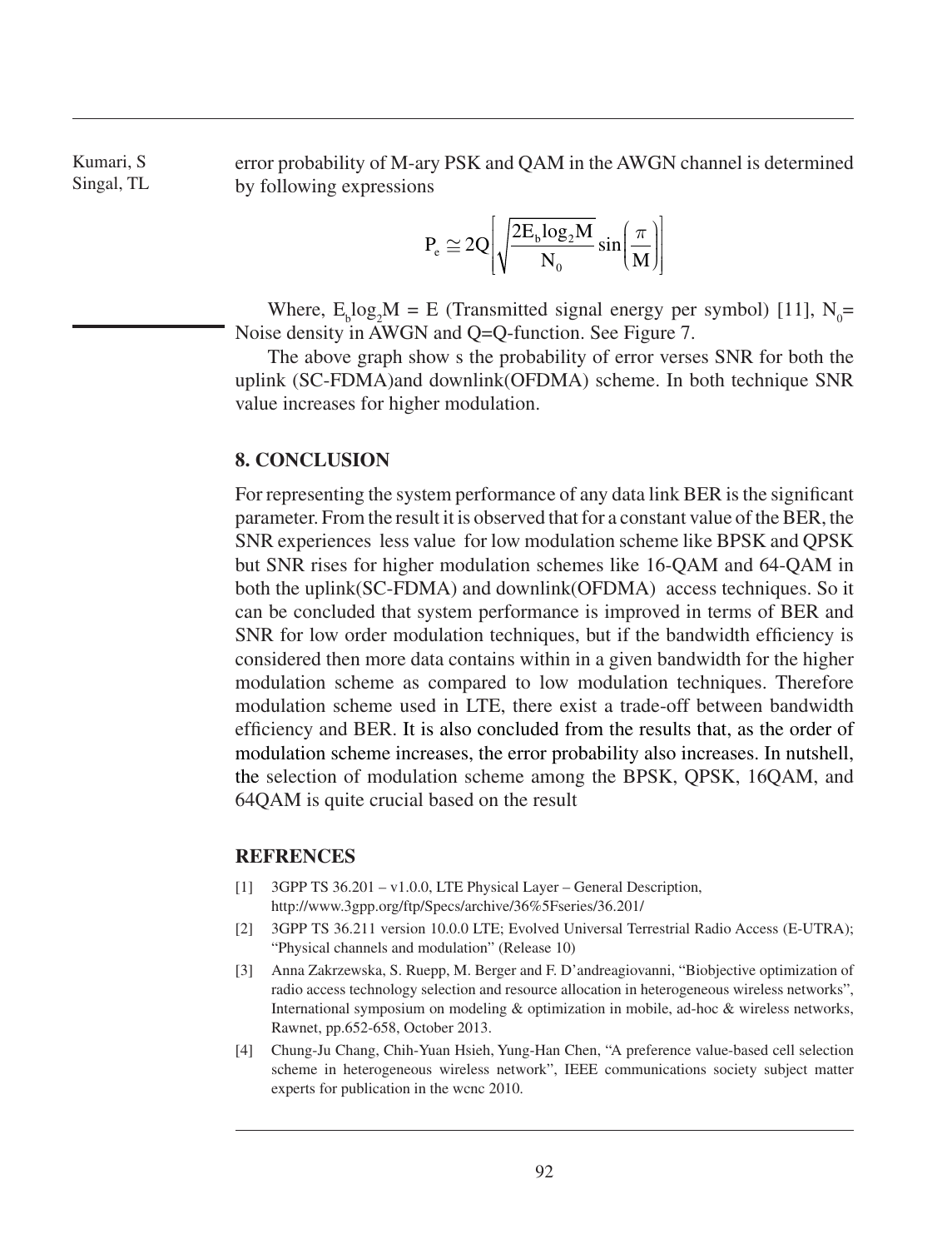error probability of M-ary PSK and QAM in the AWGN channel is determined by following expressions

$$P_e \cong 2Q\left[\sqrt{\frac{2E_b \log_2 M}{N_0}} \sin\left(\frac{\pi}{M}\right)\right]$$

Where, $E_b \log_2 M = E$ (Transmitted signal energy per symbol) [11], $N_0$= Noise density in AWGN and Q=Q-function. See Figure 7.

The above graph show s the probability of error verses SNR for both the uplink (SC-FDMA)and downlink(OFDMA) scheme. In both technique SNR value increases for higher modulation.

## 8. CONCLUSION

For representing the system performance of any data link BER is the significant parameter. From the result it is observed that for a constant value of the BER, the SNR experiences less value for low modulation scheme like BPSK and QPSK but SNR rises for higher modulation schemes like 16-QAM and 64-QAM in both the uplink(SC-FDMA) and downlink(OFDMA) access techniques. So it can be concluded that system performance is improved in terms of BER and SNR for low order modulation techniques, but if the bandwidth efficiency is considered then more data contains within in a given bandwidth for the higher modulation scheme as compared to low modulation techniques. Therefore modulation scheme used in LTE, there exist a trade-off between bandwidth efficiency and BER. It is also concluded from the results that, as the order of modulation scheme increases, the error probability also increases. In nutshell, the selection of modulation scheme among the BPSK, QPSK, 16QAM, and 64QAM is quite crucial based on the result

## REFRENCES

[1] 3GPP TS 36.201 – v1.0.0, LTE Physical Layer – General Description, http://www.3gpp.org/ftp/Specs/archive/36%5Fseries/36.201/

[2] 3GPP TS 36.211 version 10.0.0 LTE; Evolved Universal Terrestrial Radio Access (E-UTRA); "Physical channels and modulation" (Release 10)

[3] Anna Zakrzewska, S. Ruepp, M. Berger and F. D'andreagiovanni, "Biobjective optimization of radio access technology selection and resource allocation in heterogeneous wireless networks", International symposium on modeling & optimization in mobile, ad-hoc & wireless networks, Rawnet, pp.652-658, October 2013.

[4] Chung-Ju Chang, Chih-Yuan Hsieh, Yung-Han Chen, "A preference value-based cell selection scheme in heterogeneous wireless network", IEEE communications society subject matter experts for publication in the wcnc 2010.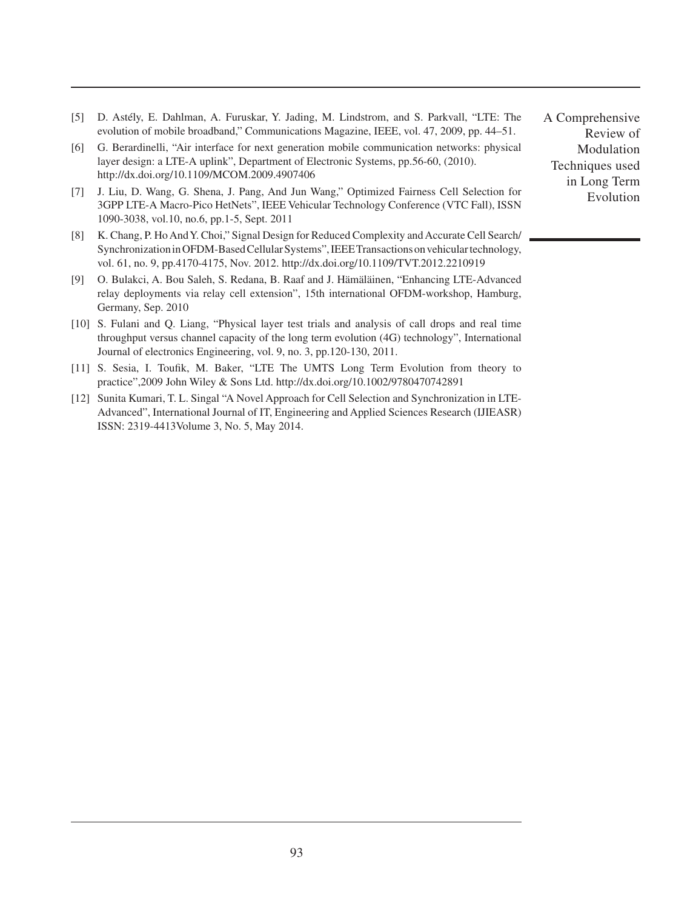[5] D. Astély, E. Dahlman, A. Furuskar, Y. Jading, M. Lindstrom, and S. Parkvall, "LTE: The evolution of mobile broadband," Communications Magazine, IEEE, vol. 47, 2009, pp. 44–51.

[6] G. Berardinelli, "Air interface for next generation mobile communication networks: physical layer design: a LTE-A uplink", Department of Electronic Systems, pp.56-60, (2010). http://dx.doi.org/10.1109/MCOM.2009.4907406

[7] J. Liu, D. Wang, G. Shena, J. Pang, And Jun Wang," Optimized Fairness Cell Selection for 3GPP LTE-A Macro-Pico HetNets", IEEE Vehicular Technology Conference (VTC Fall), ISSN 1090-3038, vol.10, no.6, pp.1-5, Sept. 2011

[8] K. Chang, P. Ho And Y. Choi," Signal Design for Reduced Complexity and Accurate Cell Search/ Synchronization in OFDM-Based Cellular Systems", IEEE Transactions on vehicular technology, vol. 61, no. 9, pp.4170-4175, Nov. 2012. http://dx.doi.org/10.1109/TVT.2012.2210919

[9] O. Bulakci, A. Bou Saleh, S. Redana, B. Raaf and J. Hämäläinen, "Enhancing LTE-Advanced relay deployments via relay cell extension", 15th international OFDM-workshop, Hamburg, Germany, Sep. 2010

[10] S. Fulani and Q. Liang, "Physical layer test trials and analysis of call drops and real time throughput versus channel capacity of the long term evolution (4G) technology", International Journal of electronics Engineering, vol. 9, no. 3, pp.120-130, 2011.

[11] S. Sesia, I. Toufik, M. Baker, "LTE The UMTS Long Term Evolution from theory to practice",2009 John Wiley & Sons Ltd. http://dx.doi.org/10.1002/9780470742891

[12] Sunita Kumari, T. L. Singal "A Novel Approach for Cell Selection and Synchronization in LTE-Advanced", International Journal of IT, Engineering and Applied Sciences Research (IJIEASR) ISSN: 2319-4413Volume 3, No. 5, May 2014.